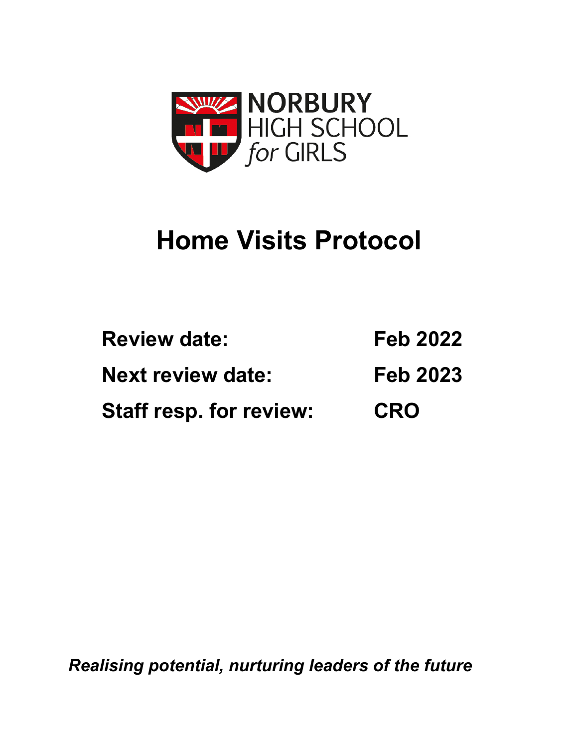NORBURY
HIGH SCHOOL
*for* GIRLS

# Home Visits Protocol

| | |
|---|---|
| **Review date:** | **Feb 2022** |
| **Next review date:** | **Feb 2023** |
| **Staff resp. for review:** | **CRO** |

***Realising potential, nurturing leaders of the future***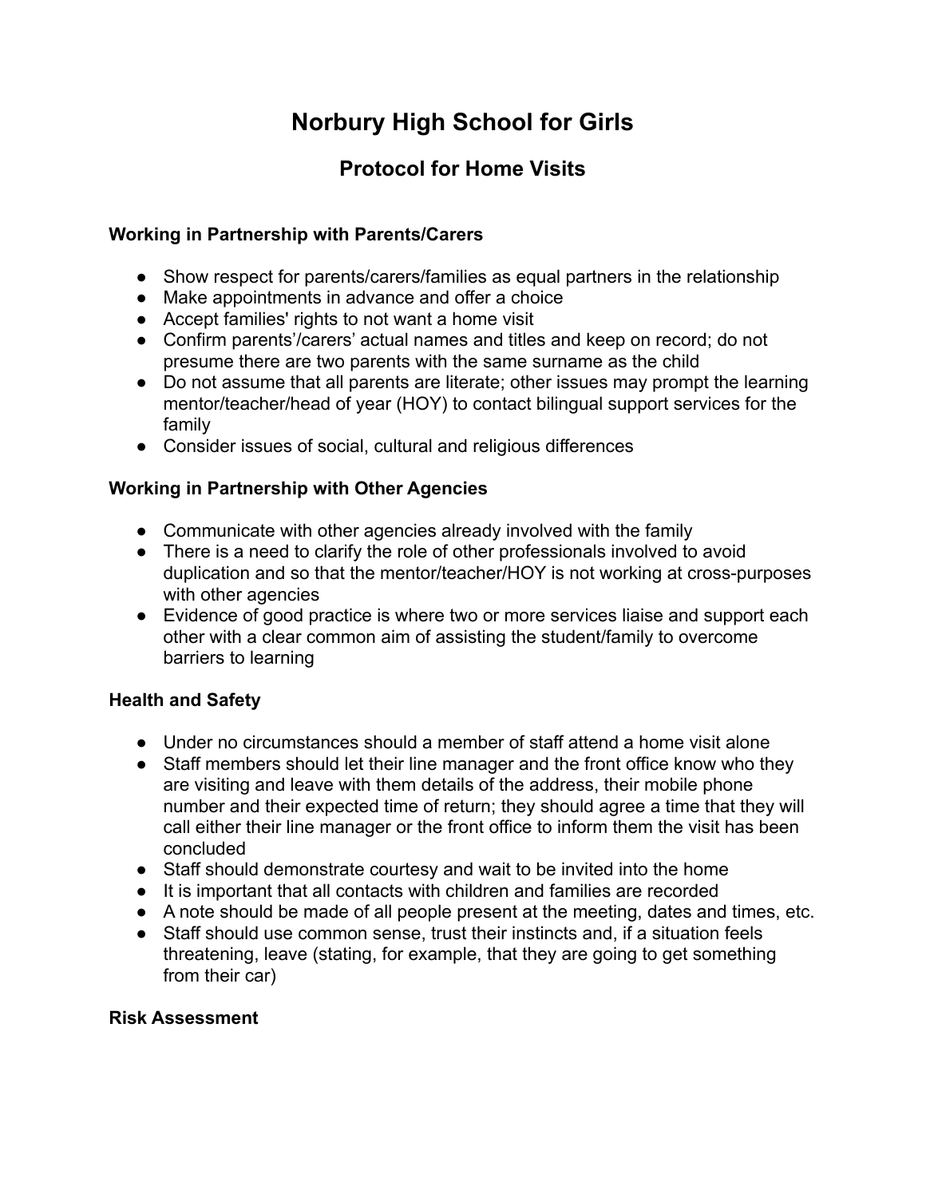# Norbury High School for Girls

## Protocol for Home Visits

### Working in Partnership with Parents/Carers

- Show respect for parents/carers/families as equal partners in the relationship
- Make appointments in advance and offer a choice
- Accept families' rights to not want a home visit
- Confirm parents'/carers' actual names and titles and keep on record; do not presume there are two parents with the same surname as the child
- Do not assume that all parents are literate; other issues may prompt the learning mentor/teacher/head of year (HOY) to contact bilingual support services for the family
- Consider issues of social, cultural and religious differences

### Working in Partnership with Other Agencies

- Communicate with other agencies already involved with the family
- There is a need to clarify the role of other professionals involved to avoid duplication and so that the mentor/teacher/HOY is not working at cross-purposes with other agencies
- Evidence of good practice is where two or more services liaise and support each other with a clear common aim of assisting the student/family to overcome barriers to learning

### Health and Safety

- Under no circumstances should a member of staff attend a home visit alone
- Staff members should let their line manager and the front office know who they are visiting and leave with them details of the address, their mobile phone number and their expected time of return; they should agree a time that they will call either their line manager or the front office to inform them the visit has been concluded
- Staff should demonstrate courtesy and wait to be invited into the home
- It is important that all contacts with children and families are recorded
- A note should be made of all people present at the meeting, dates and times, etc.
- Staff should use common sense, trust their instincts and, if a situation feels threatening, leave (stating, for example, that they are going to get something from their car)

### Risk Assessment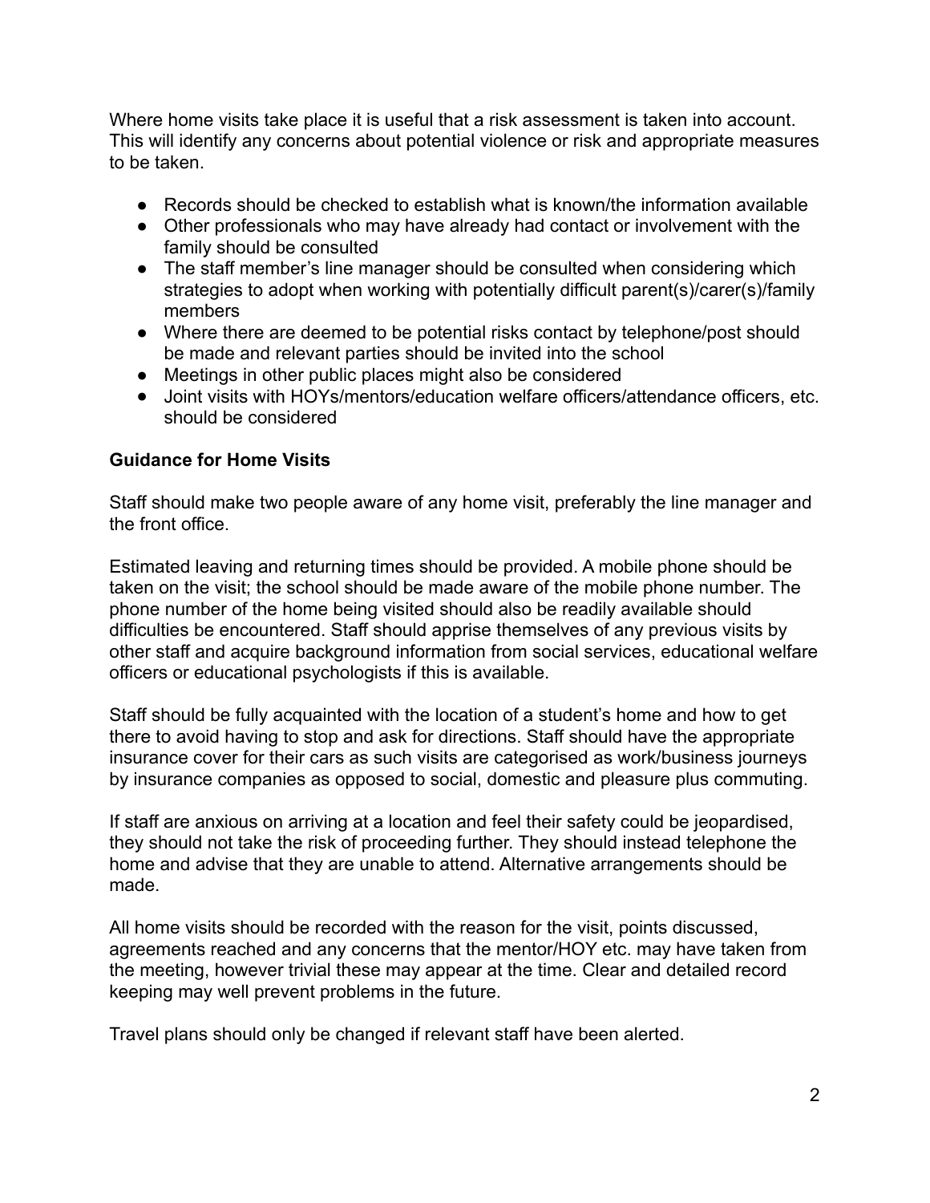Where home visits take place it is useful that a risk assessment is taken into account. This will identify any concerns about potential violence or risk and appropriate measures to be taken.

- Records should be checked to establish what is known/the information available
- Other professionals who may have already had contact or involvement with the family should be consulted
- The staff member's line manager should be consulted when considering which strategies to adopt when working with potentially difficult parent(s)/carer(s)/family members
- Where there are deemed to be potential risks contact by telephone/post should be made and relevant parties should be invited into the school
- Meetings in other public places might also be considered
- Joint visits with HOYs/mentors/education welfare officers/attendance officers, etc. should be considered

**Guidance for Home Visits**

Staff should make two people aware of any home visit, preferably the line manager and the front office.

Estimated leaving and returning times should be provided. A mobile phone should be taken on the visit; the school should be made aware of the mobile phone number. The phone number of the home being visited should also be readily available should difficulties be encountered. Staff should apprise themselves of any previous visits by other staff and acquire background information from social services, educational welfare officers or educational psychologists if this is available.

Staff should be fully acquainted with the location of a student's home and how to get there to avoid having to stop and ask for directions. Staff should have the appropriate insurance cover for their cars as such visits are categorised as work/business journeys by insurance companies as opposed to social, domestic and pleasure plus commuting.

If staff are anxious on arriving at a location and feel their safety could be jeopardised, they should not take the risk of proceeding further. They should instead telephone the home and advise that they are unable to attend. Alternative arrangements should be made.

All home visits should be recorded with the reason for the visit, points discussed, agreements reached and any concerns that the mentor/HOY etc. may have taken from the meeting, however trivial these may appear at the time. Clear and detailed record keeping may well prevent problems in the future.

Travel plans should only be changed if relevant staff have been alerted.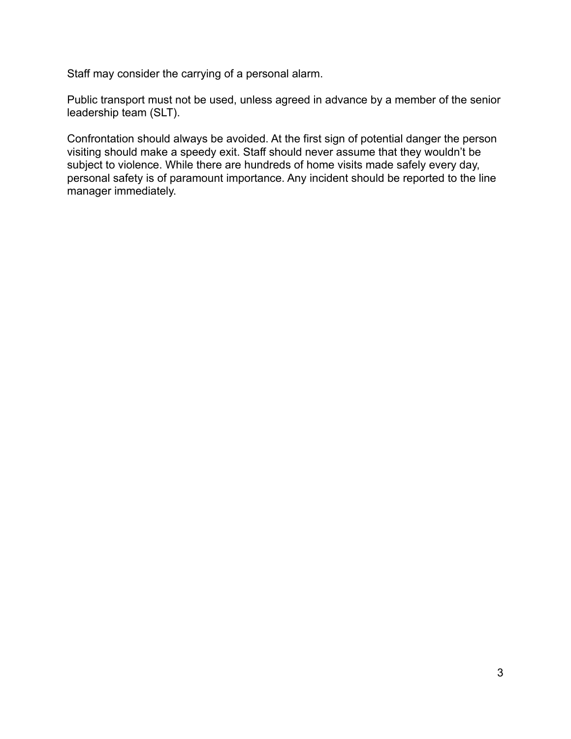Staff may consider the carrying of a personal alarm.

Public transport must not be used, unless agreed in advance by a member of the senior leadership team (SLT).

Confrontation should always be avoided. At the first sign of potential danger the person visiting should make a speedy exit. Staff should never assume that they wouldn't be subject to violence. While there are hundreds of home visits made safely every day, personal safety is of paramount importance. Any incident should be reported to the line manager immediately.